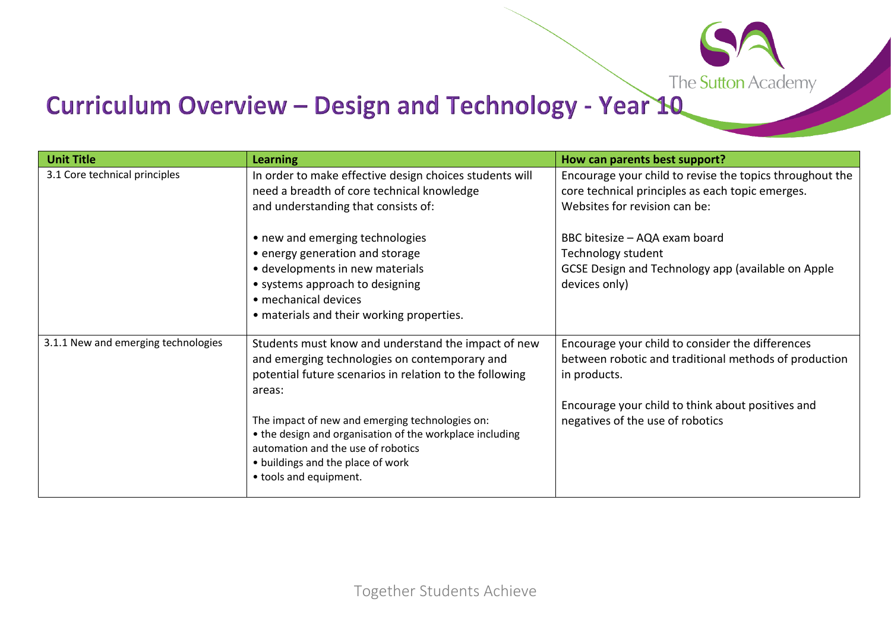# Curriculum Overview – Design and Technology - Year 10

| Unit Title | Learning | How can parents best support? |
|---|---|---|
| 3.1 Core technical principles | In order to make effective design choices students will need a breadth of core technical knowledge and understanding that consists of:<br><br>• new and emerging technologies<br>• energy generation and storage<br>• developments in new materials<br>• systems approach to designing<br>• mechanical devices<br>• materials and their working properties. | Encourage your child to revise the topics throughout the core technical principles as each topic emerges.<br>Websites for revision can be:<br><br>BBC bitesize – AQA exam board<br>Technology student<br>GCSE Design and Technology app (available on Apple devices only) |
| 3.1.1 New and emerging technologies | Students must know and understand the impact of new and emerging technologies on contemporary and potential future scenarios in relation to the following areas:<br><br>The impact of new and emerging technologies on:<br>• the design and organisation of the workplace including automation and the use of robotics<br>• buildings and the place of work<br>• tools and equipment. | Encourage your child to consider the differences between robotic and traditional methods of production in products.<br><br>Encourage your child to think about positives and negatives of the use of robotics |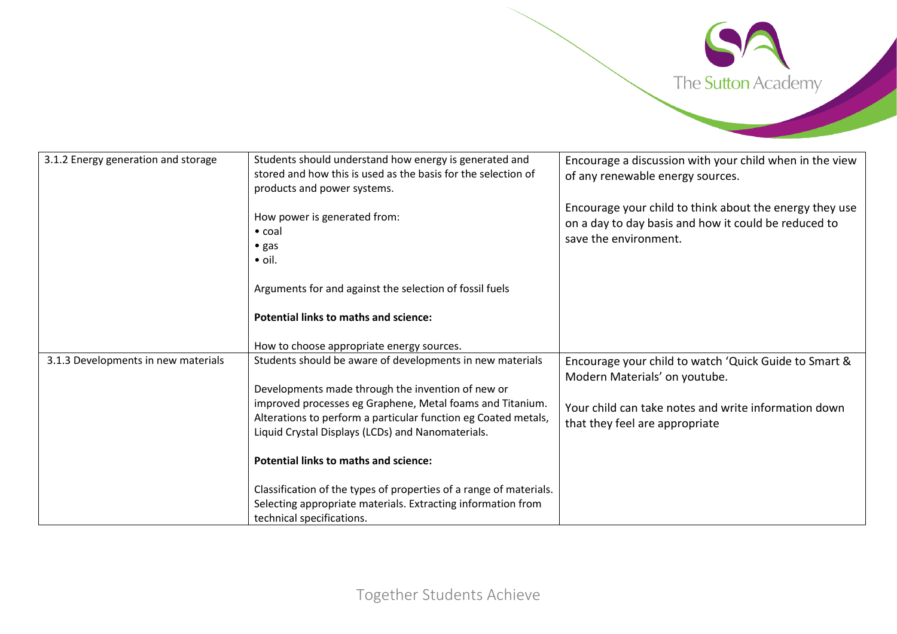| | | |
|---|---|---|
| 3.1.2 Energy generation and storage | Students should understand how energy is generated and stored and how this is used as the basis for the selection of products and power systems.<br><br>How power is generated from:<br>• coal<br>• gas<br>• oil.<br><br>Arguments for and against the selection of fossil fuels<br><br>**Potential links to maths and science:**<br><br>How to choose appropriate energy sources. | Encourage a discussion with your child when in the view of any renewable energy sources.<br><br>Encourage your child to think about the energy they use on a day to day basis and how it could be reduced to save the environment. |
| 3.1.3 Developments in new materials | Students should be aware of developments in new materials<br><br>Developments made through the invention of new or improved processes eg Graphene, Metal foams and Titanium. Alterations to perform a particular function eg Coated metals, Liquid Crystal Displays (LCDs) and Nanomaterials.<br><br>**Potential links to maths and science:**<br><br>Classification of the types of properties of a range of materials. Selecting appropriate materials. Extracting information from technical specifications. | Encourage your child to watch 'Quick Guide to Smart & Modern Materials' on youtube.<br><br>Your child can take notes and write information down that they feel are appropriate |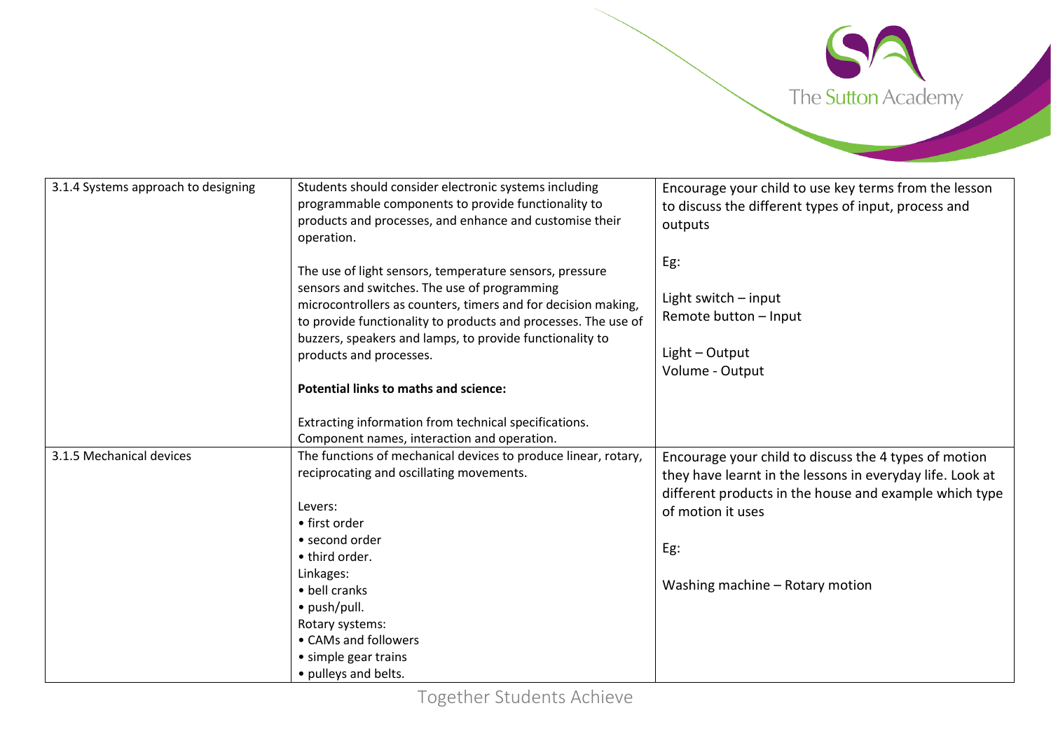| | | |
|---|---|---|
| 3.1.4 Systems approach to designing | Students should consider electronic systems including programmable components to provide functionality to products and processes, and enhance and customise their operation.<br><br>The use of light sensors, temperature sensors, pressure sensors and switches. The use of programming microcontrollers as counters, timers and for decision making, to provide functionality to products and processes. The use of buzzers, speakers and lamps, to provide functionality to products and processes.<br><br>**Potential links to maths and science:**<br><br>Extracting information from technical specifications. Component names, interaction and operation. | Encourage your child to use key terms from the lesson to discuss the different types of input, process and outputs<br><br>Eg:<br><br>Light switch – input<br>Remote button – Input<br><br>Light – Output<br>Volume - Output |
| 3.1.5 Mechanical devices | The functions of mechanical devices to produce linear, rotary, reciprocating and oscillating movements.<br><br>Levers:<br>• first order<br>• second order<br>• third order.<br>Linkages:<br>• bell cranks<br>• push/pull.<br>Rotary systems:<br>• CAMs and followers<br>• simple gear trains<br>• pulleys and belts. | Encourage your child to discuss the 4 types of motion they have learnt in the lessons in everyday life. Look at different products in the house and example which type of motion it uses<br><br>Eg:<br><br>Washing machine – Rotary motion |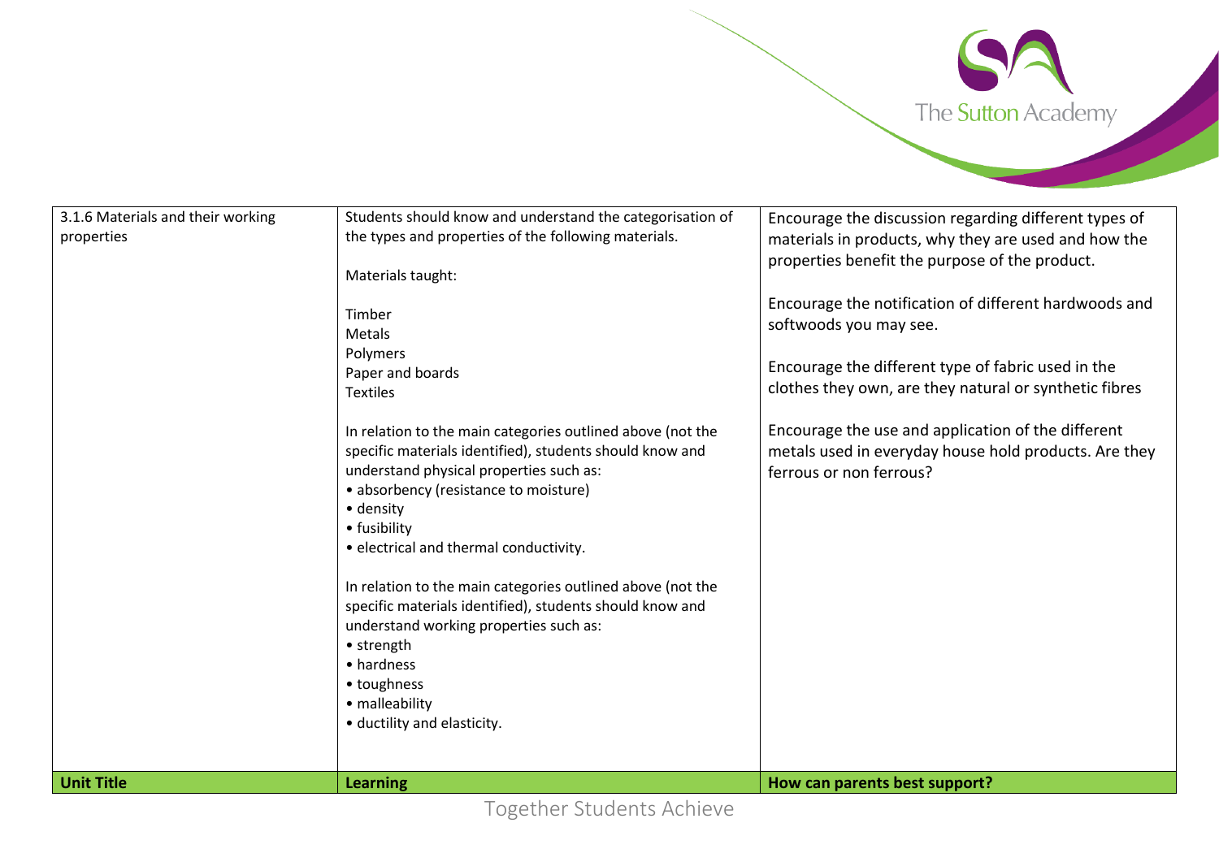| Unit Title | Learning | How can parents best support? |
|---|---|---|
| 3.1.6 Materials and their working properties | Students should know and understand the categorisation of the types and properties of the following materials.<br><br>Materials taught:<br><br>Timber<br>Metals<br>Polymers<br>Paper and boards<br>Textiles<br><br>In relation to the main categories outlined above (not the specific materials identified), students should know and understand physical properties such as:<br>• absorbency (resistance to moisture)<br>• density<br>• fusibility<br>• electrical and thermal conductivity.<br><br>In relation to the main categories outlined above (not the specific materials identified), students should know and understand working properties such as:<br>• strength<br>• hardness<br>• toughness<br>• malleability<br>• ductility and elasticity. | Encourage the discussion regarding different types of materials in products, why they are used and how the properties benefit the purpose of the product.<br><br>Encourage the notification of different hardwoods and softwoods you may see.<br><br>Encourage the different type of fabric used in the clothes they own, are they natural or synthetic fibres<br><br>Encourage the use and application of the different metals used in everyday house hold products. Are they ferrous or non ferrous? |

Together Students Achieve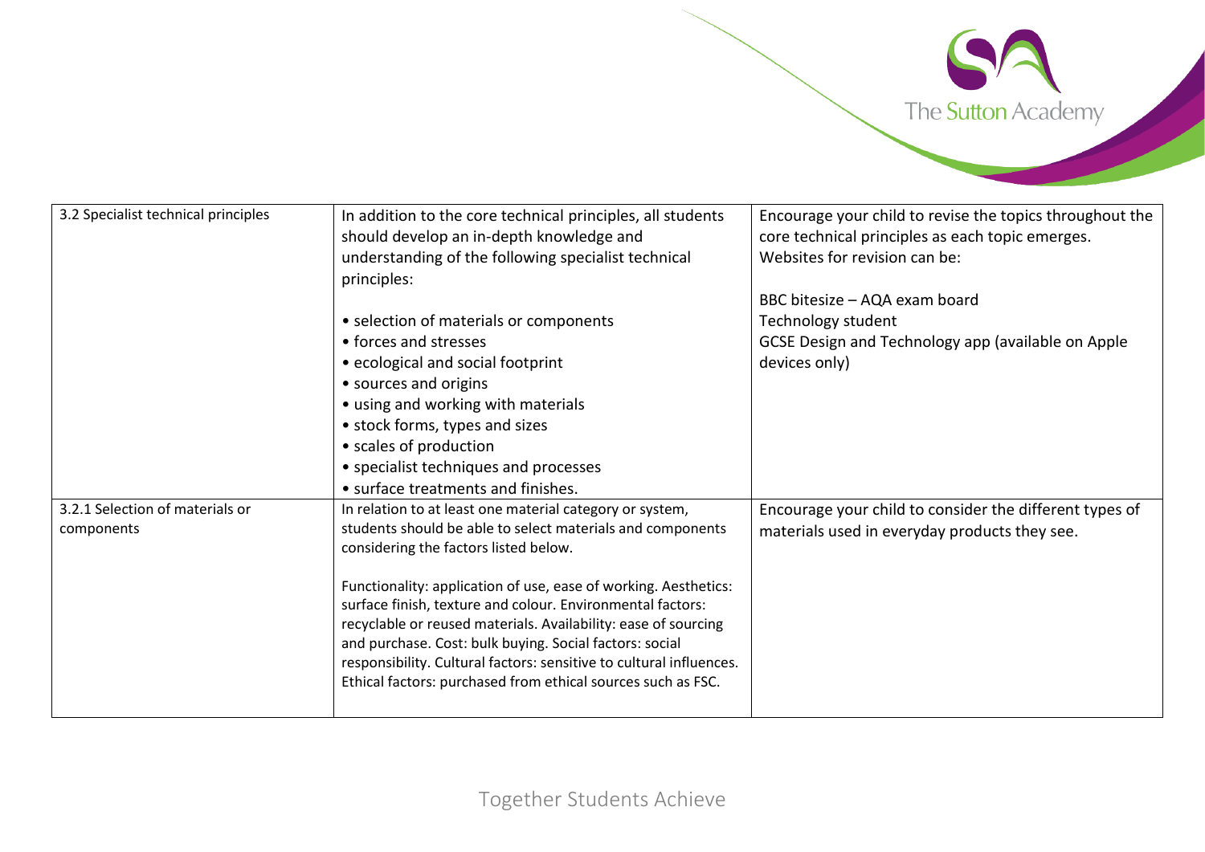| 3.2 Specialist technical principles | In addition to the core technical principles, all students should develop an in-depth knowledge and understanding of the following specialist technical principles:<br><br>• selection of materials or components<br>• forces and stresses<br>• ecological and social footprint<br>• sources and origins<br>• using and working with materials<br>• stock forms, types and sizes<br>• scales of production<br>• specialist techniques and processes<br>• surface treatments and finishes. | Encourage your child to revise the topics throughout the core technical principles as each topic emerges. Websites for revision can be:<br><br>BBC bitesize – AQA exam board<br>Technology student<br>GCSE Design and Technology app (available on Apple devices only) |
|---|---|---|
| 3.2.1 Selection of materials or components | In relation to at least one material category or system, students should be able to select materials and components considering the factors listed below.<br><br>Functionality: application of use, ease of working. Aesthetics: surface finish, texture and colour. Environmental factors: recyclable or reused materials. Availability: ease of sourcing and purchase. Cost: bulk buying. Social factors: social responsibility. Cultural factors: sensitive to cultural influences. Ethical factors: purchased from ethical sources such as FSC. | Encourage your child to consider the different types of materials used in everyday products they see. |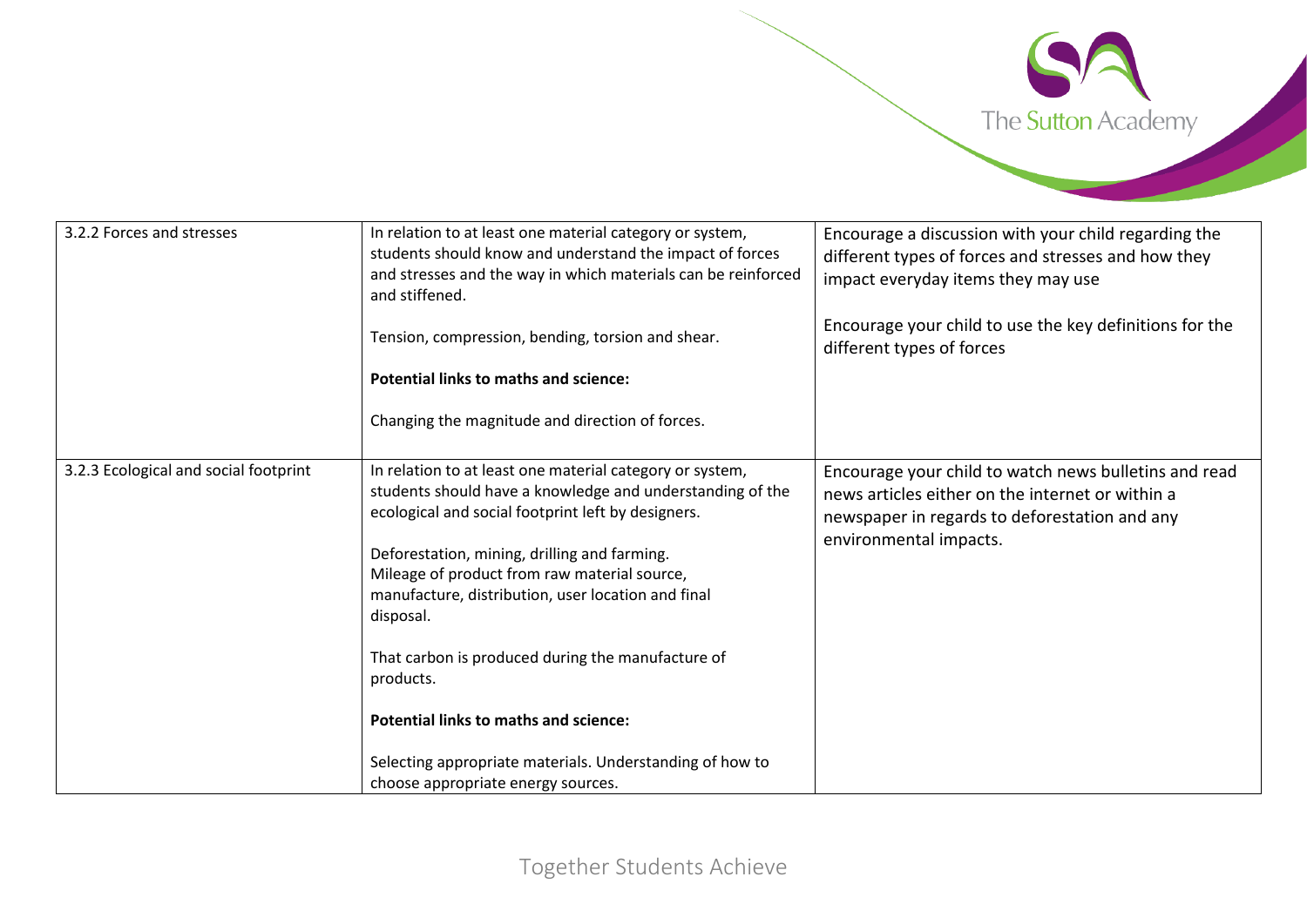| | | |
|---|---|---|
| 3.2.2 Forces and stresses | In relation to at least one material category or system, students should know and understand the impact of forces and stresses and the way in which materials can be reinforced and stiffened.<br><br>Tension, compression, bending, torsion and shear.<br><br>**Potential links to maths and science:**<br><br>Changing the magnitude and direction of forces. | Encourage a discussion with your child regarding the different types of forces and stresses and how they impact everyday items they may use<br><br>Encourage your child to use the key definitions for the different types of forces |
| 3.2.3 Ecological and social footprint | In relation to at least one material category or system, students should have a knowledge and understanding of the ecological and social footprint left by designers.<br><br>Deforestation, mining, drilling and farming.<br>Mileage of product from raw material source, manufacture, distribution, user location and final disposal.<br><br>That carbon is produced during the manufacture of products.<br><br>**Potential links to maths and science:**<br><br>Selecting appropriate materials. Understanding of how to choose appropriate energy sources. | Encourage your child to watch news bulletins and read news articles either on the internet or within a newspaper in regards to deforestation and any environmental impacts. |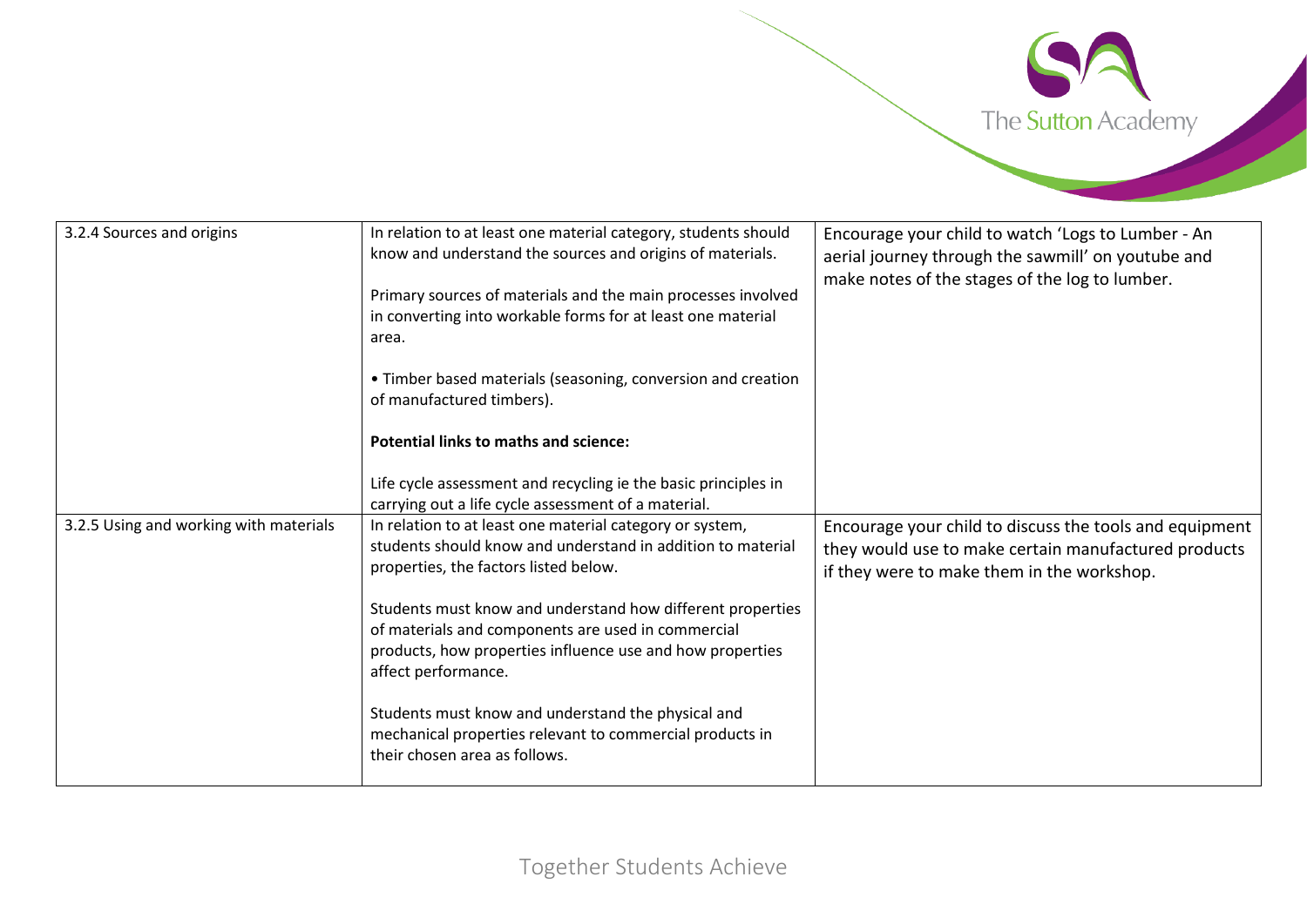| | | |
|---|---|---|
| 3.2.4 Sources and origins | In relation to at least one material category, students should know and understand the sources and origins of materials.<br><br>Primary sources of materials and the main processes involved in converting into workable forms for at least one material area.<br><br>• Timber based materials (seasoning, conversion and creation of manufactured timbers).<br><br>**Potential links to maths and science:**<br><br>Life cycle assessment and recycling ie the basic principles in carrying out a life cycle assessment of a material. | Encourage your child to watch 'Logs to Lumber - An aerial journey through the sawmill' on youtube and make notes of the stages of the log to lumber. |
| 3.2.5 Using and working with materials | In relation to at least one material category or system, students should know and understand in addition to material properties, the factors listed below.<br><br>Students must know and understand how different properties of materials and components are used in commercial products, how properties influence use and how properties affect performance.<br><br>Students must know and understand the physical and mechanical properties relevant to commercial products in their chosen area as follows. | Encourage your child to discuss the tools and equipment they would use to make certain manufactured products if they were to make them in the workshop. |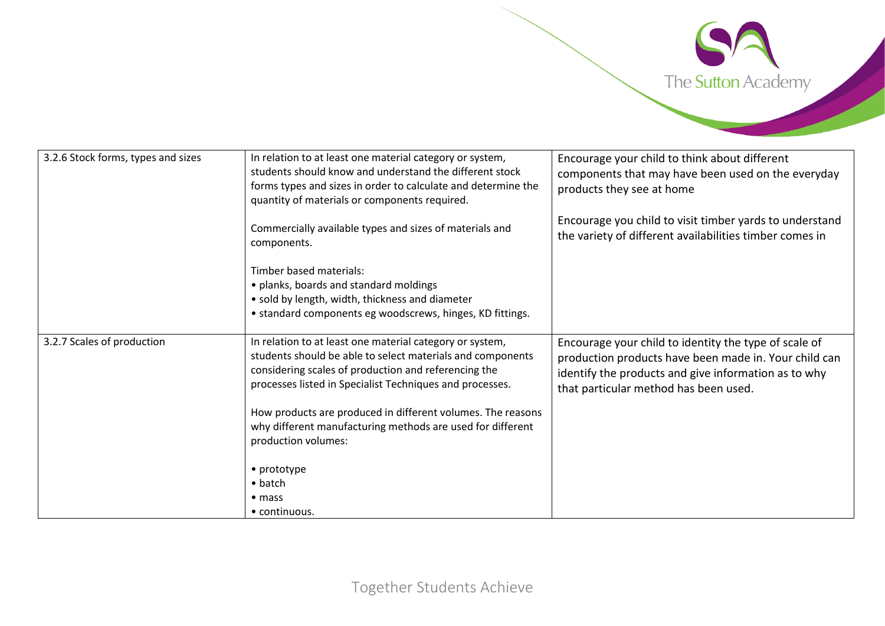| | | |
|---|---|---|
| 3.2.6 Stock forms, types and sizes | In relation to at least one material category or system, students should know and understand the different stock forms types and sizes in order to calculate and determine the quantity of materials or components required.<br><br>Commercially available types and sizes of materials and components.<br><br>Timber based materials:<br>• planks, boards and standard moldings<br>• sold by length, width, thickness and diameter<br>• standard components eg woodscrews, hinges, KD fittings. | Encourage your child to think about different components that may have been used on the everyday products they see at home<br><br>Encourage you child to visit timber yards to understand the variety of different availabilities timber comes in |
| 3.2.7 Scales of production | In relation to at least one material category or system, students should be able to select materials and components considering scales of production and referencing the processes listed in Specialist Techniques and processes.<br><br>How products are produced in different volumes. The reasons why different manufacturing methods are used for different production volumes:<br><br>• prototype<br>• batch<br>• mass<br>• continuous. | Encourage your child to identity the type of scale of production products have been made in. Your child can identify the products and give information as to why that particular method has been used. |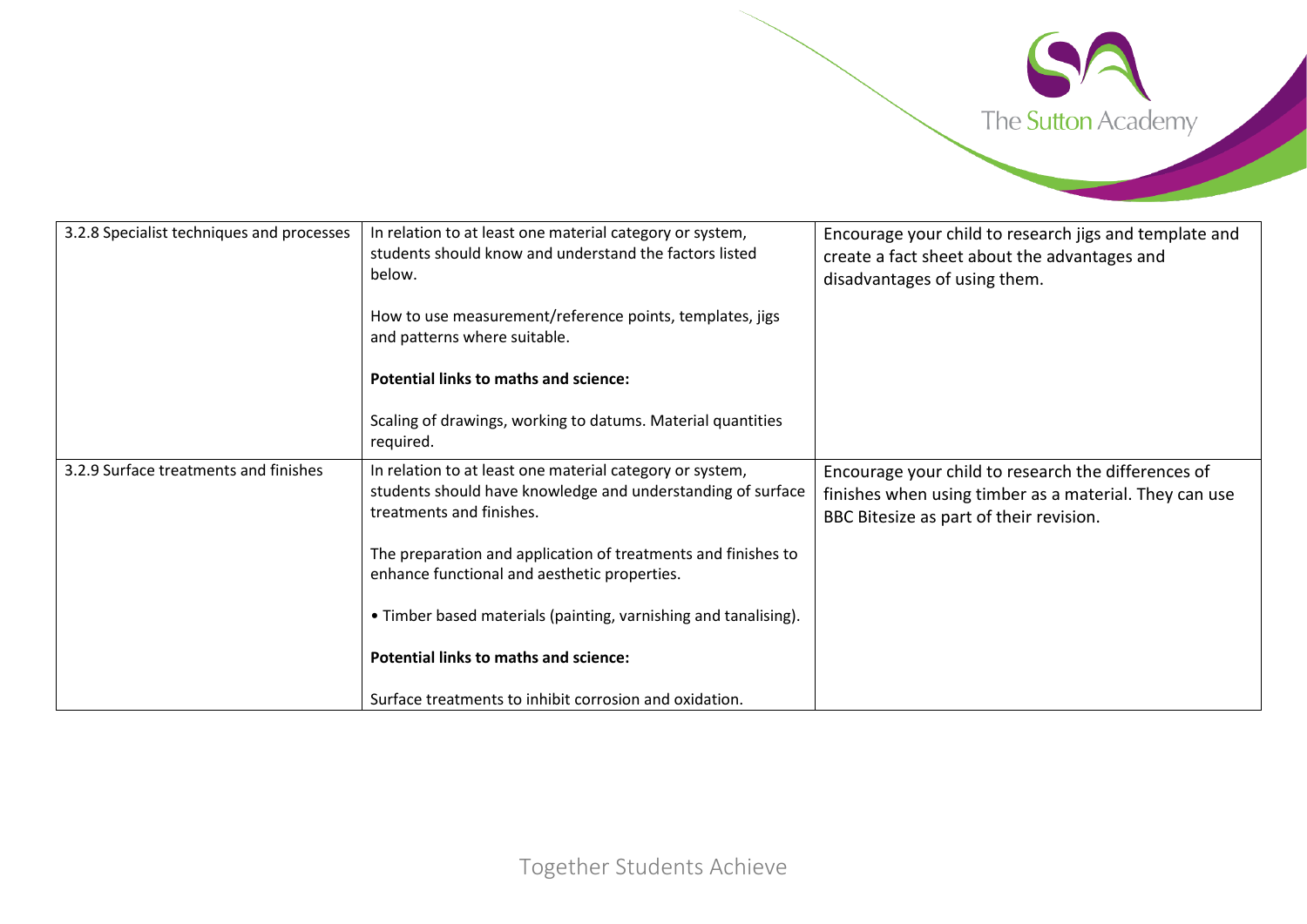| | | |
|---|---|---|
| 3.2.8 Specialist techniques and processes | In relation to at least one material category or system, students should know and understand the factors listed below.<br><br>How to use measurement/reference points, templates, jigs and patterns where suitable.<br><br>**Potential links to maths and science:**<br><br>Scaling of drawings, working to datums. Material quantities required. | Encourage your child to research jigs and template and create a fact sheet about the advantages and disadvantages of using them. |
| 3.2.9 Surface treatments and finishes | In relation to at least one material category or system, students should have knowledge and understanding of surface treatments and finishes.<br><br>The preparation and application of treatments and finishes to enhance functional and aesthetic properties.<br><br>• Timber based materials (painting, varnishing and tanalising).<br><br>**Potential links to maths and science:**<br><br>Surface treatments to inhibit corrosion and oxidation. | Encourage your child to research the differences of finishes when using timber as a material. They can use BBC Bitesize as part of their revision. |